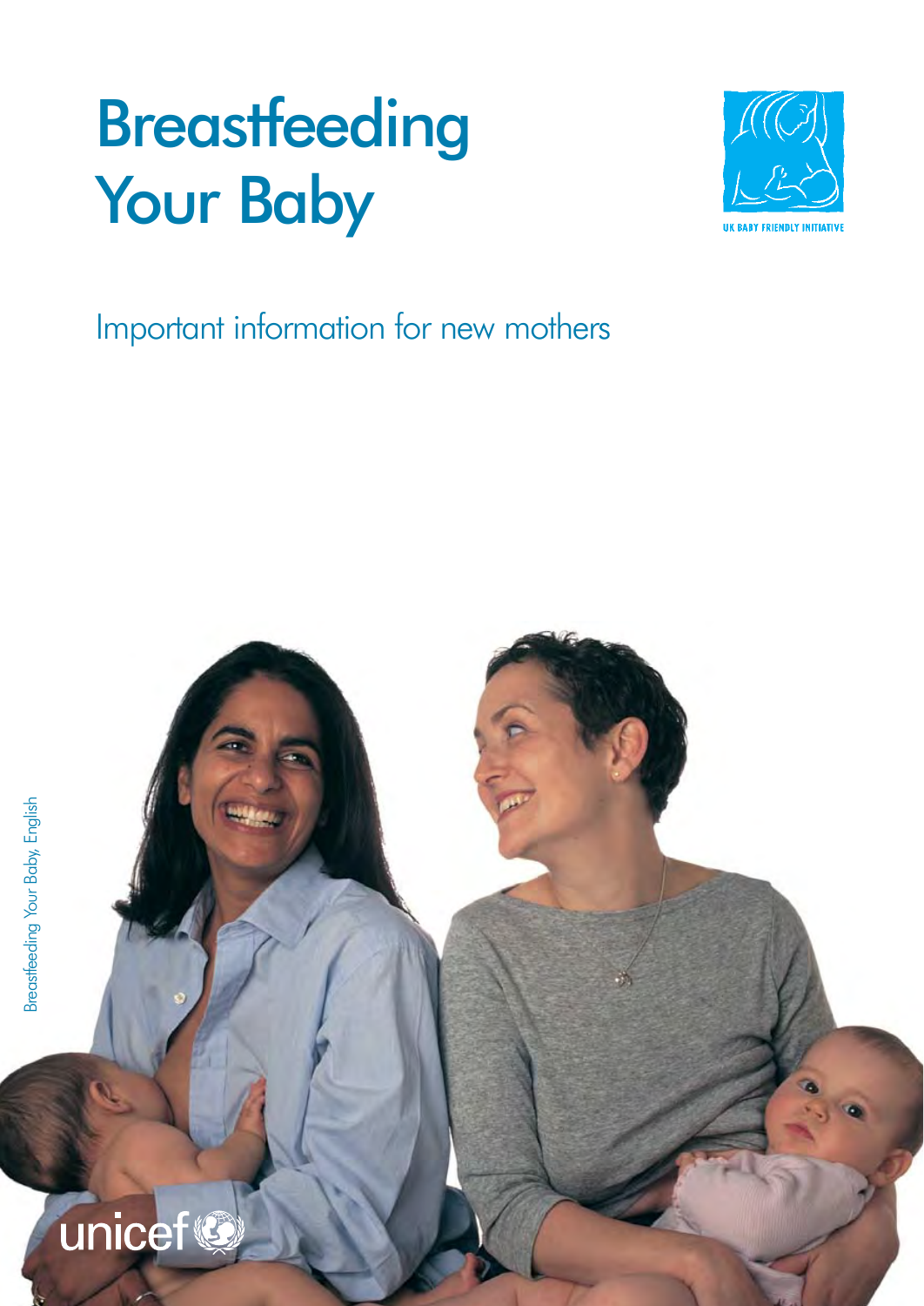# Breastfeeding Your Baby

UK BABY FRIENDLY INITIATIVE

Important information for new mothers

Breastfeeding Your Baby, English

unicef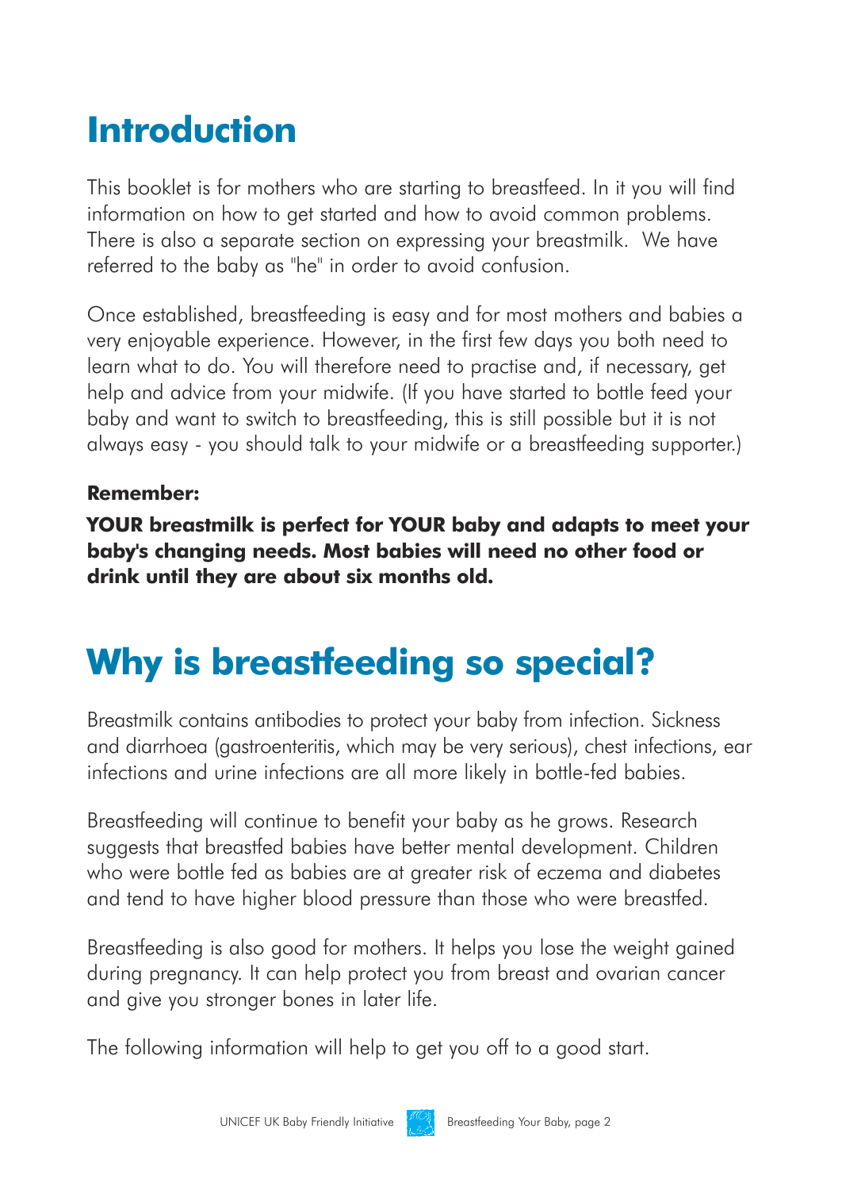# Introduction

This booklet is for mothers who are starting to breastfeed. In it you will find information on how to get started and how to avoid common problems. There is also a separate section on expressing your breastmilk. We have referred to the baby as "he" in order to avoid confusion.

Once established, breastfeeding is easy and for most mothers and babies a very enjoyable experience. However, in the first few days you both need to learn what to do. You will therefore need to practise and, if necessary, get help and advice from your midwife. (If you have started to bottle feed your baby and want to switch to breastfeeding, this is still possible but it is not always easy - you should talk to your midwife or a breastfeeding supporter.)

**Remember:**

**YOUR breastmilk is perfect for YOUR baby and adapts to meet your baby's changing needs. Most babies will need no other food or drink until they are about six months old.**

# Why is breastfeeding so special?

Breastmilk contains antibodies to protect your baby from infection. Sickness and diarrhoea (gastroenteritis, which may be very serious), chest infections, ear infections and urine infections are all more likely in bottle-fed babies.

Breastfeeding will continue to benefit your baby as he grows. Research suggests that breastfed babies have better mental development. Children who were bottle fed as babies are at greater risk of eczema and diabetes and tend to have higher blood pressure than those who were breastfed.

Breastfeeding is also good for mothers. It helps you lose the weight gained during pregnancy. It can help protect you from breast and ovarian cancer and give you stronger bones in later life.

The following information will help to get you off to a good start.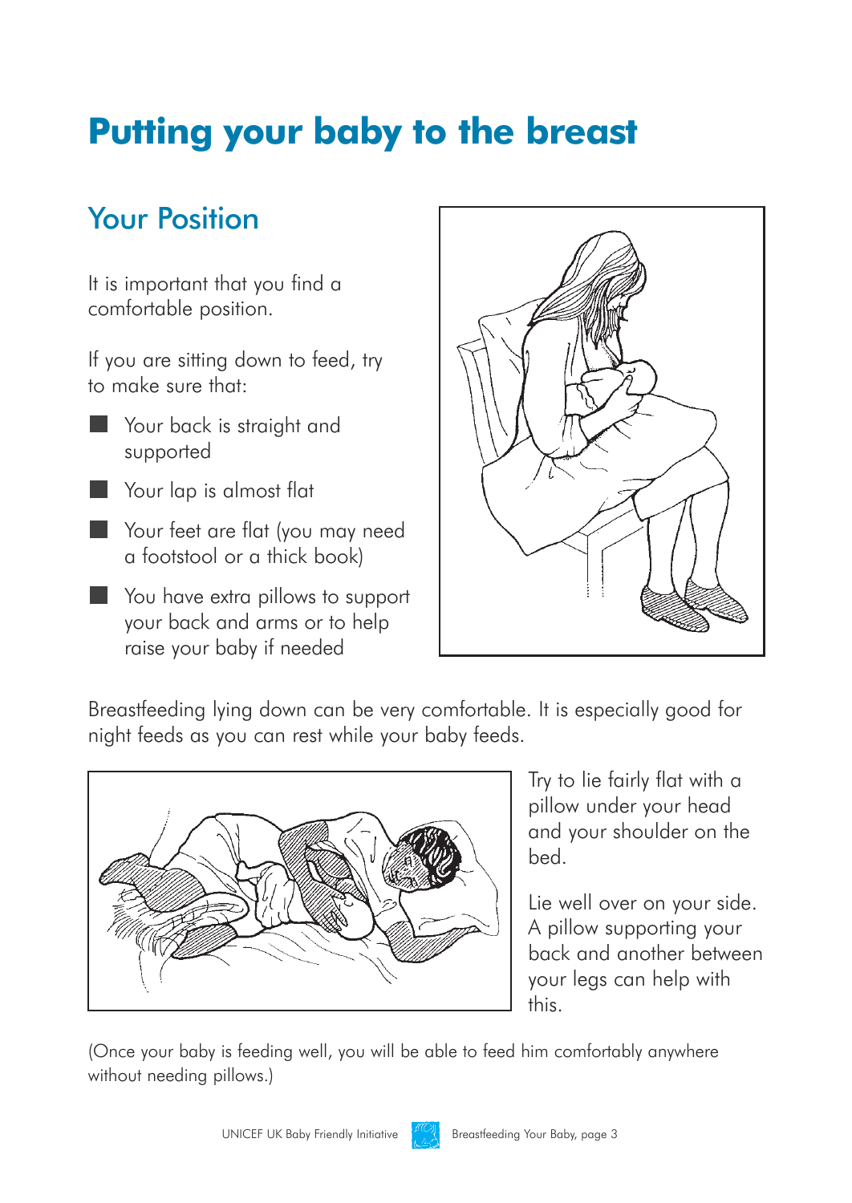# Putting your baby to the breast

## Your Position

It is important that you find a comfortable position.

If you are sitting down to feed, try to make sure that:

- Your back is straight and supported
- Your lap is almost flat
- Your feet are flat (you may need a footstool or a thick book)
- You have extra pillows to support your back and arms or to help raise your baby if needed

Breastfeeding lying down can be very comfortable. It is especially good for night feeds as you can rest while your baby feeds.

Try to lie fairly flat with a pillow under your head and your shoulder on the bed.

Lie well over on your side. A pillow supporting your back and another between your legs can help with this.

(Once your baby is feeding well, you will be able to feed him comfortably anywhere without needing pillows.)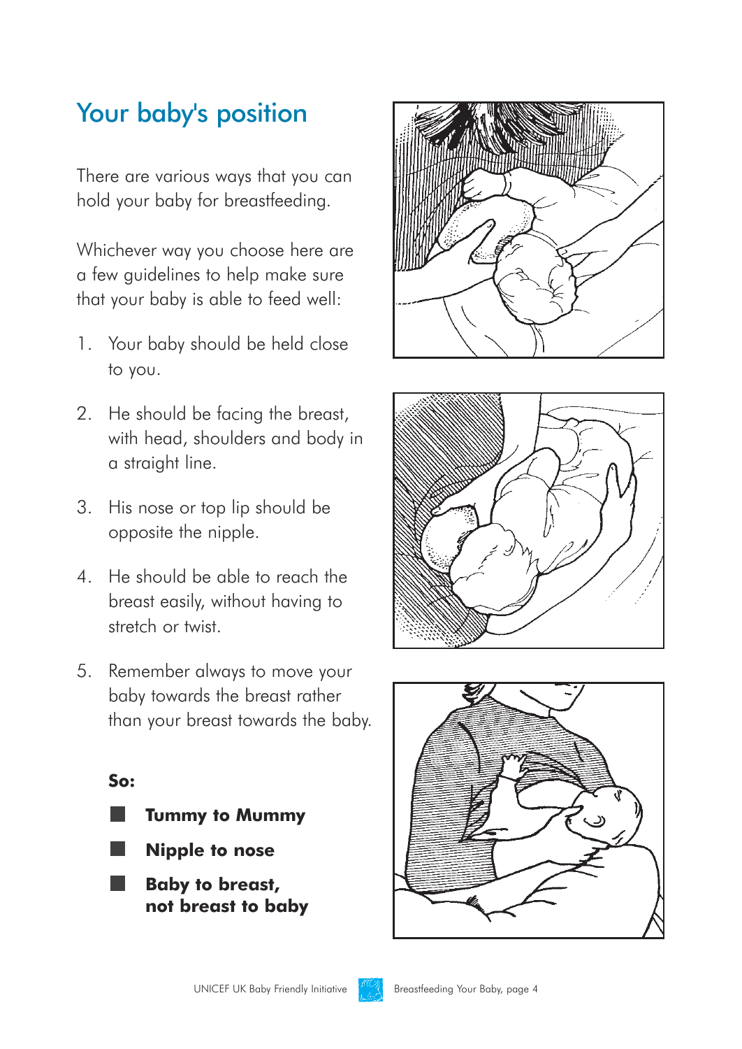# Your baby's position

There are various ways that you can hold your baby for breastfeeding.

Whichever way you choose here are a few guidelines to help make sure that your baby is able to feed well:

1. Your baby should be held close to you.
2. He should be facing the breast, with head, shoulders and body in a straight line.
3. His nose or top lip should be opposite the nipple.
4. He should be able to reach the breast easily, without having to stretch or twist.
5. Remember always to move your baby towards the breast rather than your breast towards the baby.

**So:**

- **Tummy to Mummy**
- **Nipple to nose**
- **Baby to breast, not breast to baby**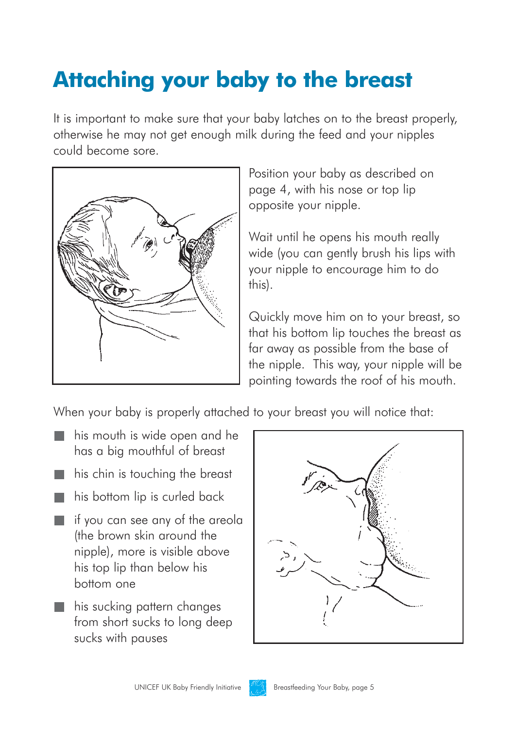# Attaching your baby to the breast

It is important to make sure that your baby latches on to the breast properly, otherwise he may not get enough milk during the feed and your nipples could become sore.

Position your baby as described on page 4, with his nose or top lip opposite your nipple.

Wait until he opens his mouth really wide (you can gently brush his lips with your nipple to encourage him to do this).

Quickly move him on to your breast, so that his bottom lip touches the breast as far away as possible from the base of the nipple. This way, your nipple will be pointing towards the roof of his mouth.

When your baby is properly attached to your breast you will notice that:

- his mouth is wide open and he has a big mouthful of breast
- his chin is touching the breast
- his bottom lip is curled back
- if you can see any of the areola (the brown skin around the nipple), more is visible above his top lip than below his bottom one
- his sucking pattern changes from short sucks to long deep sucks with pauses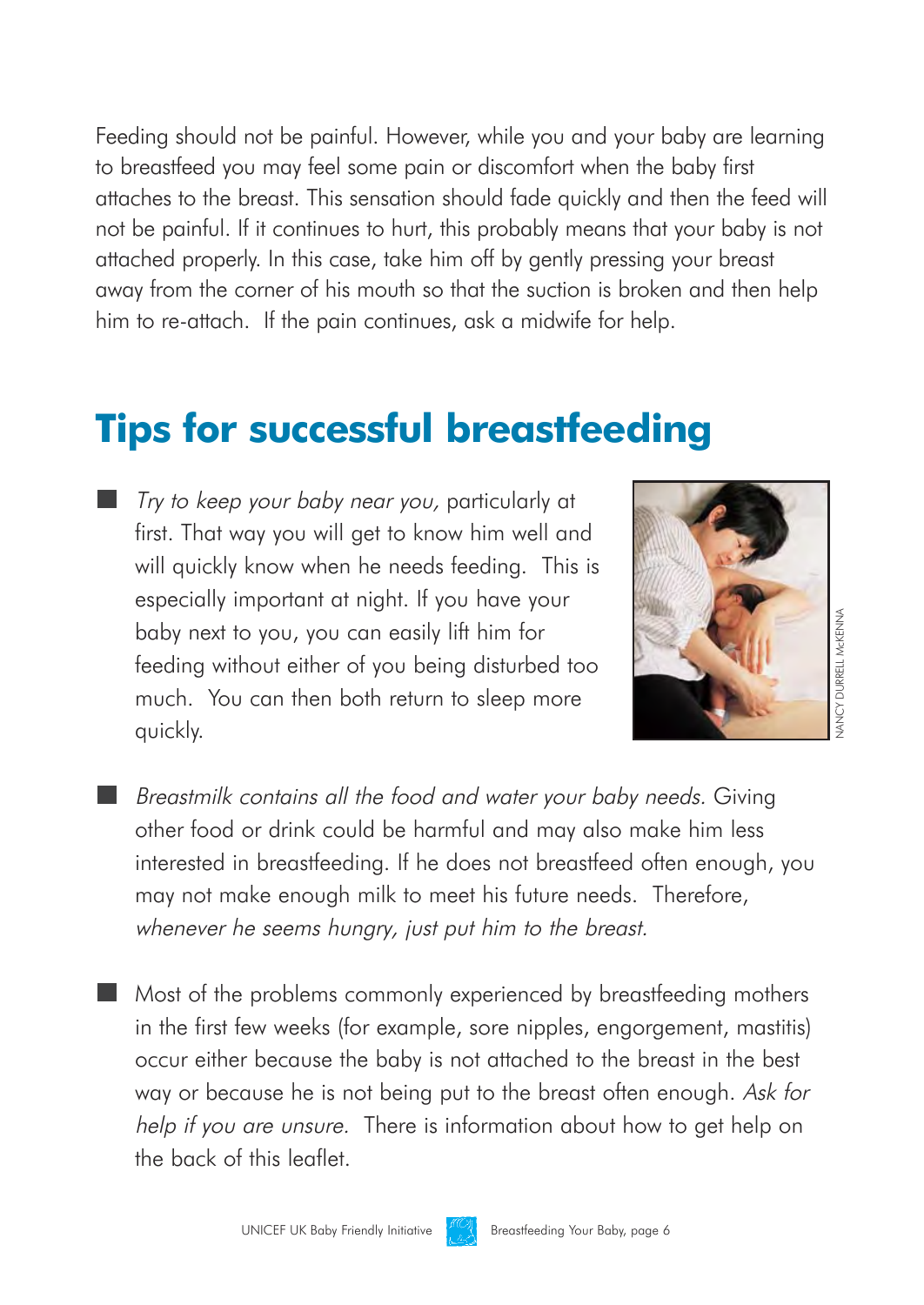Feeding should not be painful. However, while you and your baby are learning to breastfeed you may feel some pain or discomfort when the baby first attaches to the breast. This sensation should fade quickly and then the feed will not be painful. If it continues to hurt, this probably means that your baby is not attached properly. In this case, take him off by gently pressing your breast away from the corner of his mouth so that the suction is broken and then help him to re-attach.  If the pain continues, ask a midwife for help.

## Tips for successful breastfeeding

- *Try to keep your baby near you,* particularly at first. That way you will get to know him well and will quickly know when he needs feeding.  This is especially important at night. If you have your baby next to you, you can easily lift him for feeding without either of you being disturbed too much.  You can then both return to sleep more quickly.

NANCY DURRELL McKENNA

- *Breastmilk contains all the food and water your baby needs.* Giving other food or drink could be harmful and may also make him less interested in breastfeeding. If he does not breastfeed often enough, you may not make enough milk to meet his future needs.  Therefore, *whenever he seems hungry, just put him to the breast.*

- Most of the problems commonly experienced by breastfeeding mothers in the first few weeks (for example, sore nipples, engorgement, mastitis) occur either because the baby is not attached to the breast in the best way or because he is not being put to the breast often enough. *Ask for help if you are unsure.*  There is information about how to get help on the back of this leaflet.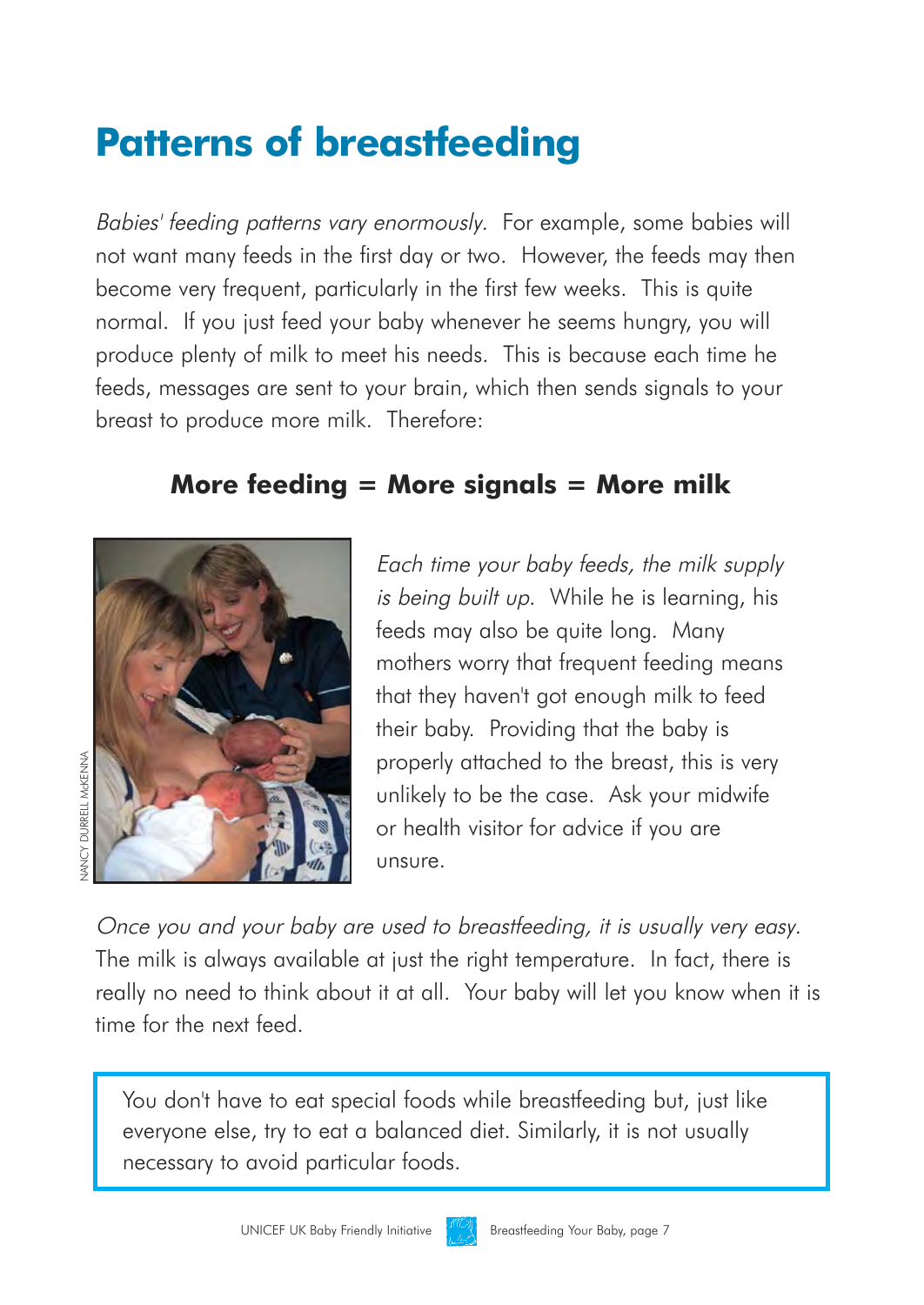# Patterns of breastfeeding

*Babies' feeding patterns vary enormously.* For example, some babies will not want many feeds in the first day or two. However, the feeds may then become very frequent, particularly in the first few weeks. This is quite normal. If you just feed your baby whenever he seems hungry, you will produce plenty of milk to meet his needs. This is because each time he feeds, messages are sent to your brain, which then sends signals to your breast to produce more milk. Therefore:

**More feeding = More signals = More milk**

NANCY DURRELL McKENNA

*Each time your baby feeds, the milk supply is being built up.* While he is learning, his feeds may also be quite long. Many mothers worry that frequent feeding means that they haven't got enough milk to feed their baby. Providing that the baby is properly attached to the breast, this is very unlikely to be the case. Ask your midwife or health visitor for advice if you are unsure.

*Once you and your baby are used to breastfeeding, it is usually very easy.* The milk is always available at just the right temperature. In fact, there is really no need to think about it at all. Your baby will let you know when it is time for the next feed.

> You don't have to eat special foods while breastfeeding but, just like everyone else, try to eat a balanced diet. Similarly, it is not usually necessary to avoid particular foods.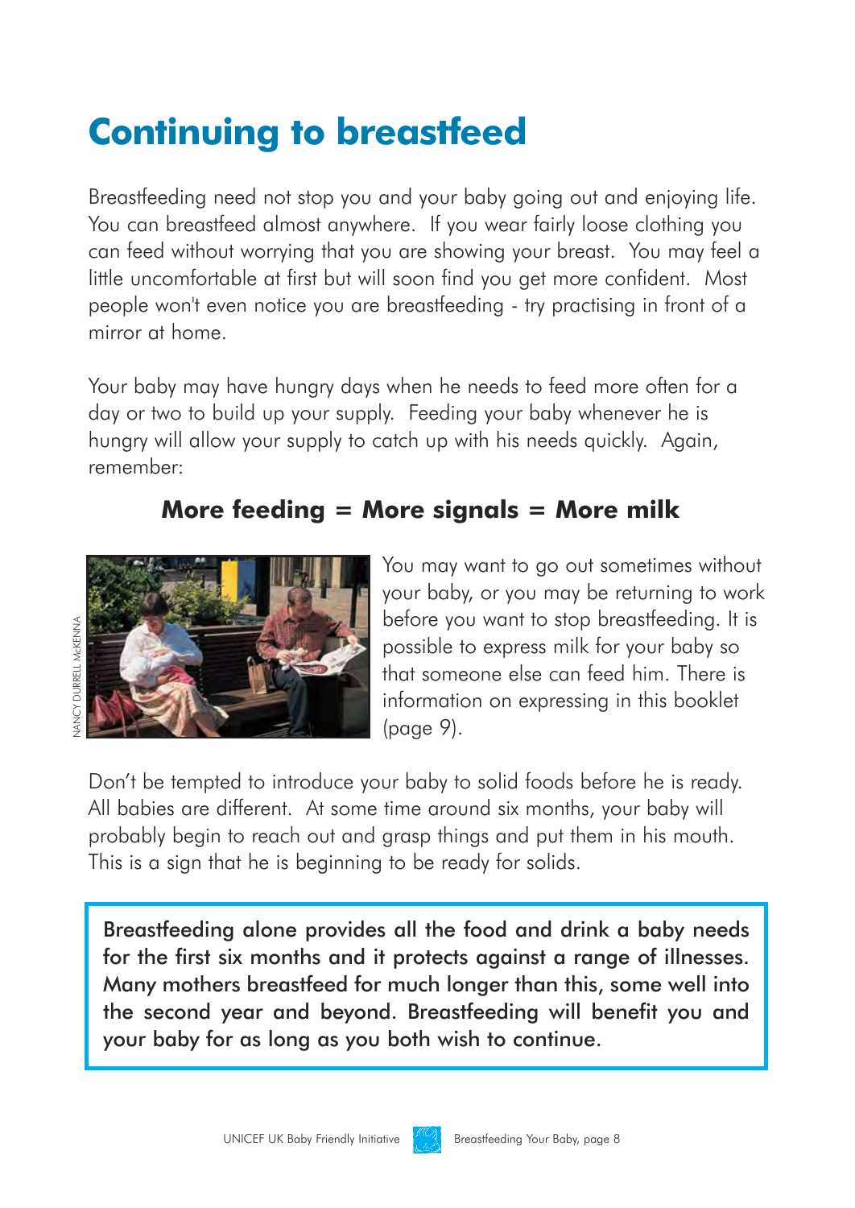# Continuing to breastfeed

Breastfeeding need not stop you and your baby going out and enjoying life. You can breastfeed almost anywhere. If you wear fairly loose clothing you can feed without worrying that you are showing your breast. You may feel a little uncomfortable at first but will soon find you get more confident. Most people won't even notice you are breastfeeding - try practising in front of a mirror at home.

Your baby may have hungry days when he needs to feed more often for a day or two to build up your supply. Feeding your baby whenever he is hungry will allow your supply to catch up with his needs quickly. Again, remember:

**More feeding = More signals = More milk**

NANCY DURRELL McKENNA

You may want to go out sometimes without your baby, or you may be returning to work before you want to stop breastfeeding. It is possible to express milk for your baby so that someone else can feed him. There is information on expressing in this booklet (page 9).

Don't be tempted to introduce your baby to solid foods before he is ready. All babies are different. At some time around six months, your baby will probably begin to reach out and grasp things and put them in his mouth. This is a sign that he is beginning to be ready for solids.

Breastfeeding alone provides all the food and drink a baby needs for the first six months and it protects against a range of illnesses. Many mothers breastfeed for much longer than this, some well into the second year and beyond. Breastfeeding will benefit you and your baby for as long as you both wish to continue.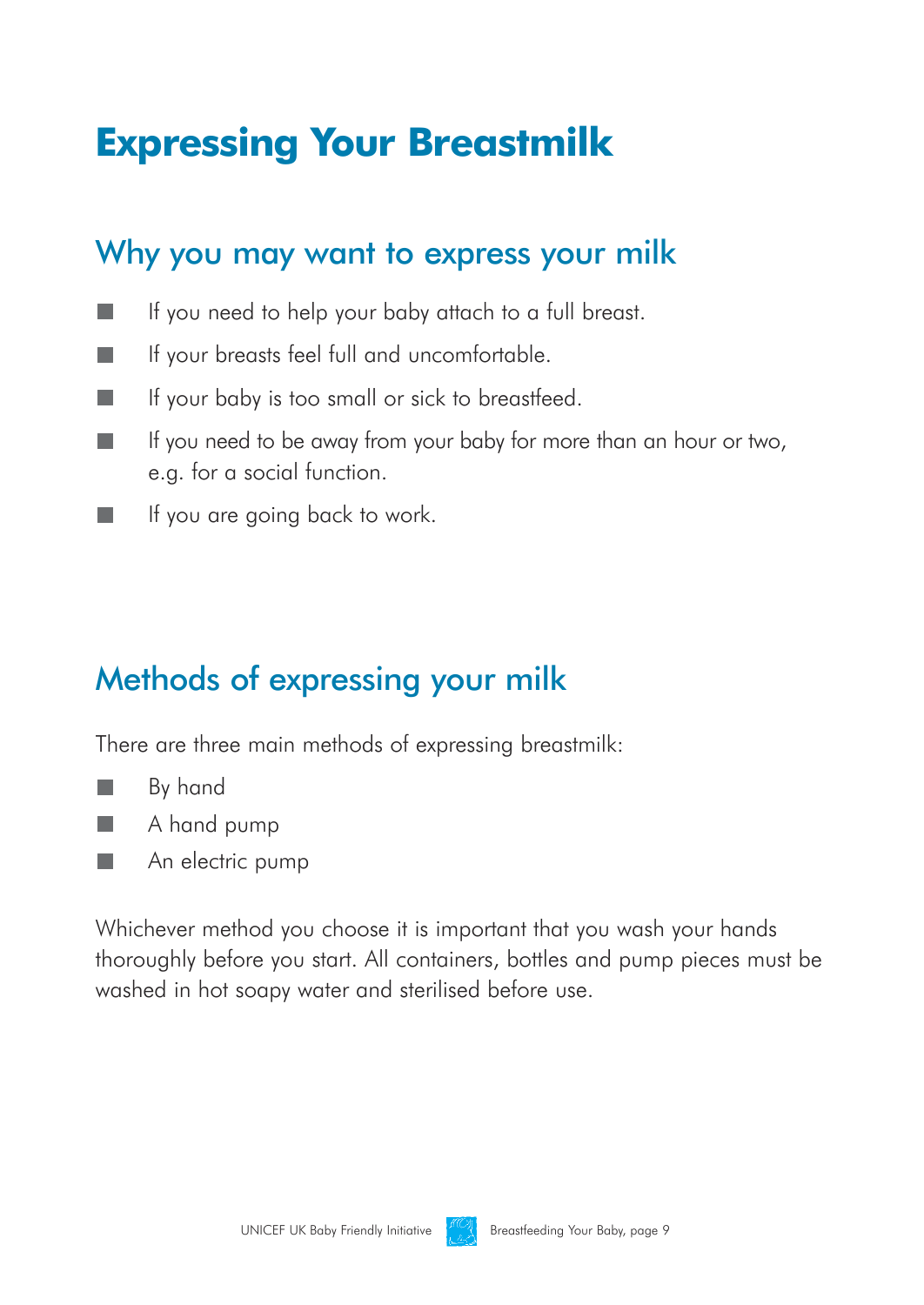# Expressing Your Breastmilk

## Why you may want to express your milk

- If you need to help your baby attach to a full breast.
- If your breasts feel full and uncomfortable.
- If your baby is too small or sick to breastfeed.
- If you need to be away from your baby for more than an hour or two, e.g. for a social function.
- If you are going back to work.

## Methods of expressing your milk

There are three main methods of expressing breastmilk:

- By hand
- A hand pump
- An electric pump

Whichever method you choose it is important that you wash your hands thoroughly before you start. All containers, bottles and pump pieces must be washed in hot soapy water and sterilised before use.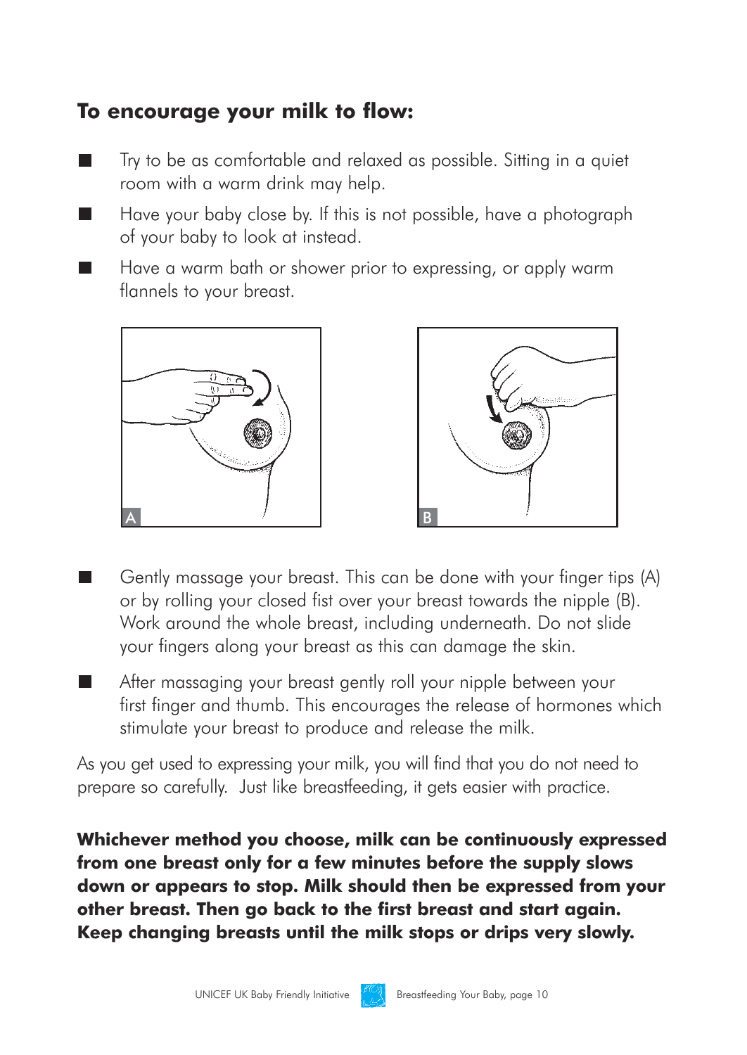## To encourage your milk to flow:

- Try to be as comfortable and relaxed as possible. Sitting in a quiet room with a warm drink may help.
- Have your baby close by. If this is not possible, have a photograph of your baby to look at instead.
- Have a warm bath or shower prior to expressing, or apply warm flannels to your breast.
- Gently massage your breast. This can be done with your finger tips (A) or by rolling your closed fist over your breast towards the nipple (B). Work around the whole breast, including underneath. Do not slide your fingers along your breast as this can damage the skin.
- After massaging your breast gently roll your nipple between your first finger and thumb. This encourages the release of hormones which stimulate your breast to produce and release the milk.

As you get used to expressing your milk, you will find that you do not need to prepare so carefully. Just like breastfeeding, it gets easier with practice.

**Whichever method you choose, milk can be continuously expressed from one breast only for a few minutes before the supply slows down or appears to stop. Milk should then be expressed from your other breast. Then go back to the first breast and start again. Keep changing breasts until the milk stops or drips very slowly.**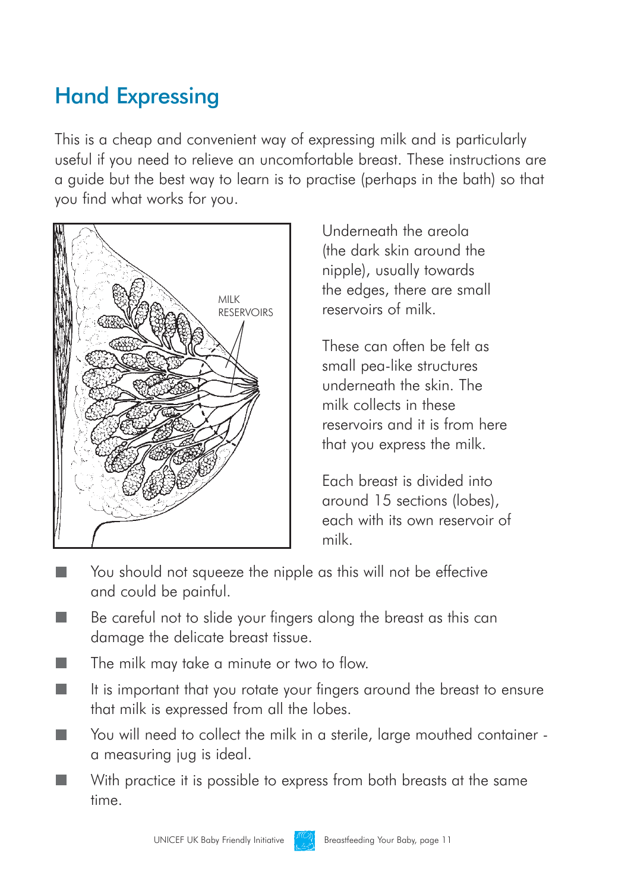## Hand Expressing

This is a cheap and convenient way of expressing milk and is particularly useful if you need to relieve an uncomfortable breast. These instructions are a guide but the best way to learn is to practise (perhaps in the bath) so that you find what works for you.

MILK RESERVOIRS

Underneath the areola (the dark skin around the nipple), usually towards the edges, there are small reservoirs of milk.

These can often be felt as small pea-like structures underneath the skin. The milk collects in these reservoirs and it is from here that you express the milk.

Each breast is divided into around 15 sections (lobes), each with its own reservoir of milk.

- You should not squeeze the nipple as this will not be effective and could be painful.
- Be careful not to slide your fingers along the breast as this can damage the delicate breast tissue.
- The milk may take a minute or two to flow.
- It is important that you rotate your fingers around the breast to ensure that milk is expressed from all the lobes.
- You will need to collect the milk in a sterile, large mouthed container - a measuring jug is ideal.
- With practice it is possible to express from both breasts at the same time.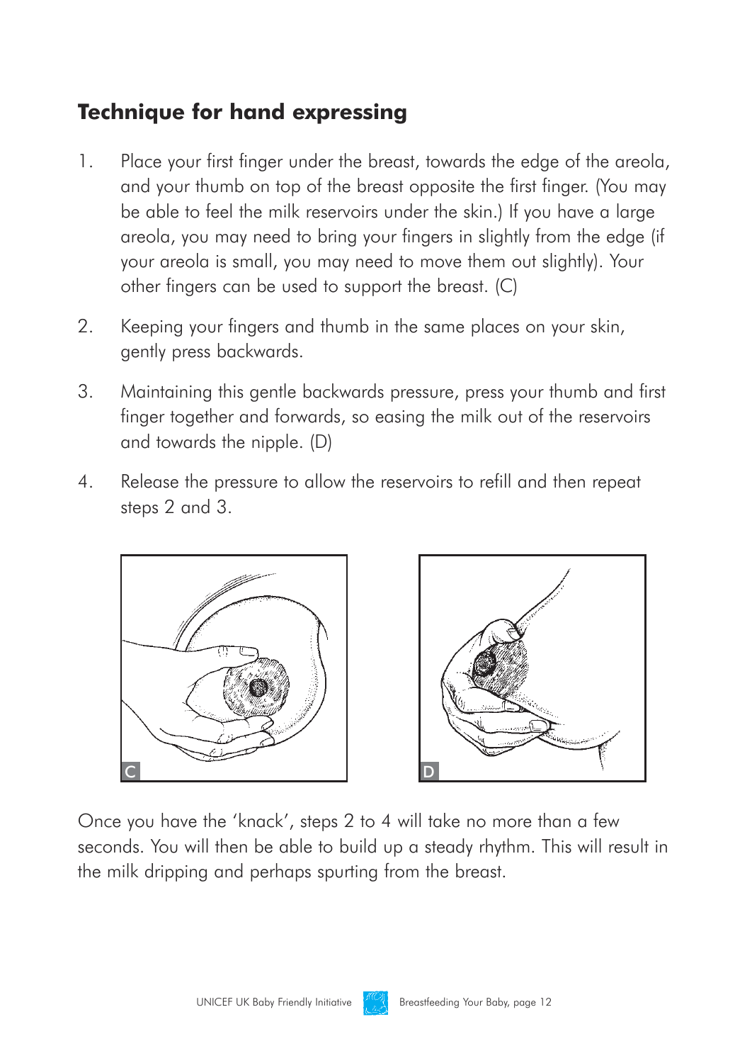## Technique for hand expressing

1. Place your first finger under the breast, towards the edge of the areola, and your thumb on top of the breast opposite the first finger. (You may be able to feel the milk reservoirs under the skin.) If you have a large areola, you may need to bring your fingers in slightly from the edge (if your areola is small, you may need to move them out slightly). Your other fingers can be used to support the breast. (C)
2. Keeping your fingers and thumb in the same places on your skin, gently press backwards.
3. Maintaining this gentle backwards pressure, press your thumb and first finger together and forwards, so easing the milk out of the reservoirs and towards the nipple. (D)
4. Release the pressure to allow the reservoirs to refill and then repeat steps 2 and 3.

C

D

Once you have the 'knack', steps 2 to 4 will take no more than a few seconds. You will then be able to build up a steady rhythm. This will result in the milk dripping and perhaps spurting from the breast.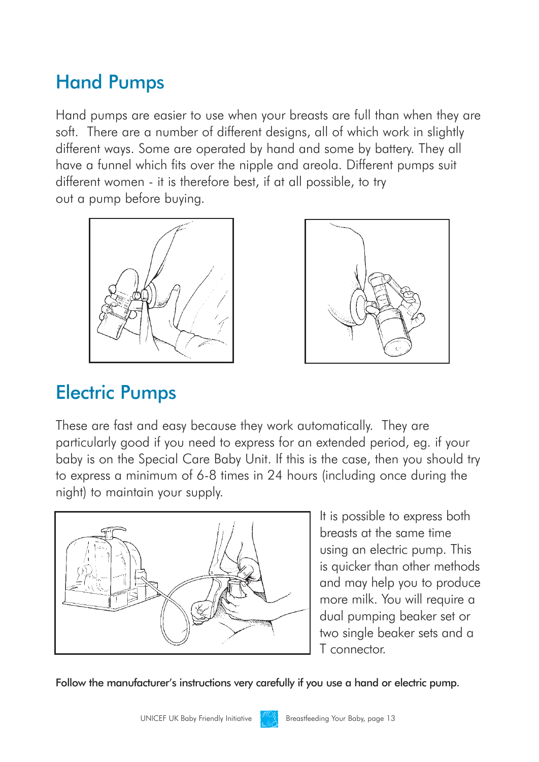## Hand Pumps

Hand pumps are easier to use when your breasts are full than when they are soft. There are a number of different designs, all of which work in slightly different ways. Some are operated by hand and some by battery. They all have a funnel which fits over the nipple and areola. Different pumps suit different women - it is therefore best, if at all possible, to try out a pump before buying.

## Electric Pumps

These are fast and easy because they work automatically. They are particularly good if you need to express for an extended period, eg. if your baby is on the Special Care Baby Unit. If this is the case, then you should try to express a minimum of 6-8 times in 24 hours (including once during the night) to maintain your supply.

It is possible to express both breasts at the same time using an electric pump. This is quicker than other methods and may help you to produce more milk. You will require a dual pumping beaker set or two single beaker sets and a T connector.

**Follow the manufacturer's instructions very carefully if you use a hand or electric pump.**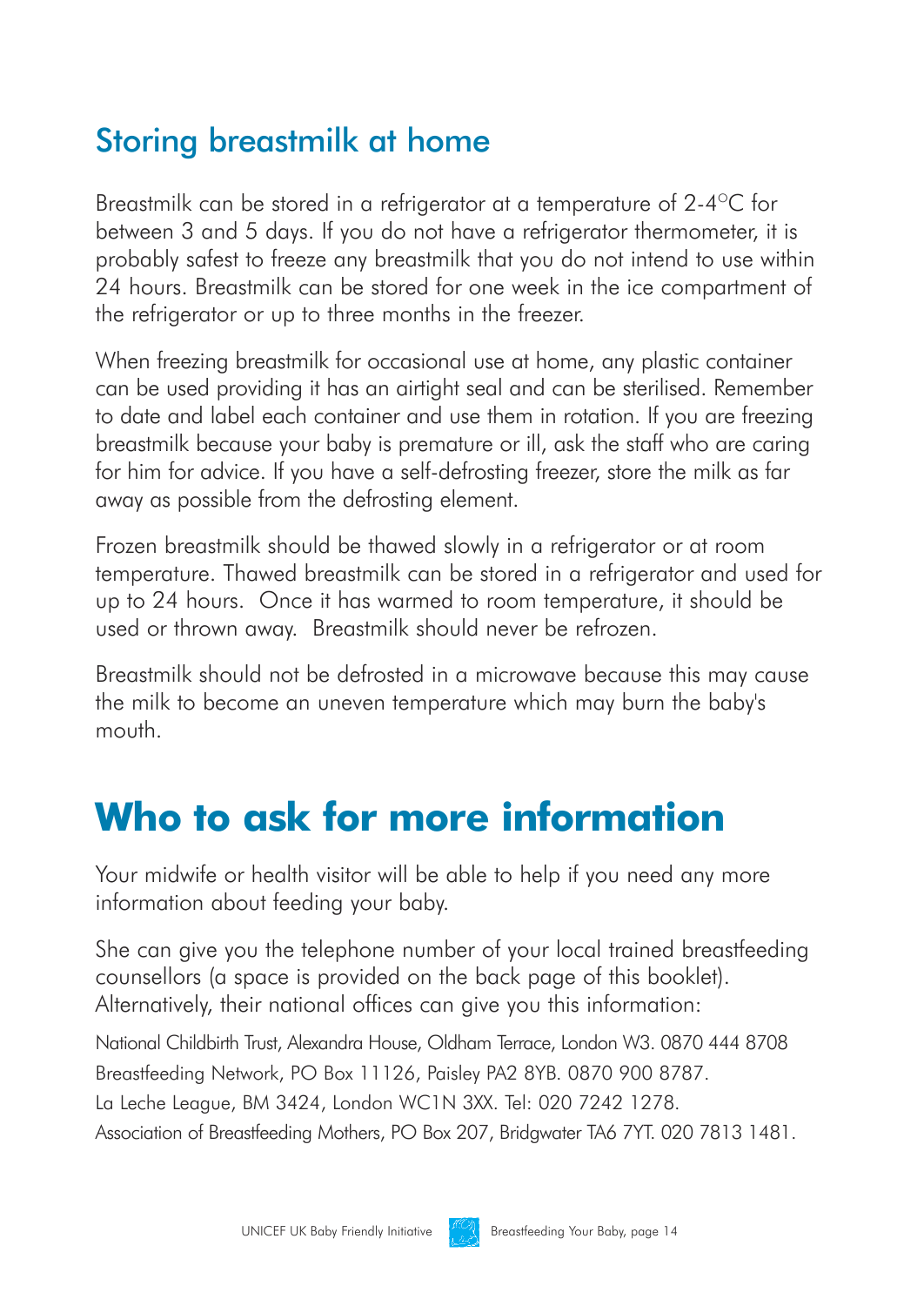## Storing breastmilk at home

Breastmilk can be stored in a refrigerator at a temperature of 2-4°C for between 3 and 5 days. If you do not have a refrigerator thermometer, it is probably safest to freeze any breastmilk that you do not intend to use within 24 hours. Breastmilk can be stored for one week in the ice compartment of the refrigerator or up to three months in the freezer.

When freezing breastmilk for occasional use at home, any plastic container can be used providing it has an airtight seal and can be sterilised. Remember to date and label each container and use them in rotation. If you are freezing breastmilk because your baby is premature or ill, ask the staff who are caring for him for advice. If you have a self-defrosting freezer, store the milk as far away as possible from the defrosting element.

Frozen breastmilk should be thawed slowly in a refrigerator or at room temperature. Thawed breastmilk can be stored in a refrigerator and used for up to 24 hours. Once it has warmed to room temperature, it should be used or thrown away. Breastmilk should never be refrozen.

Breastmilk should not be defrosted in a microwave because this may cause the milk to become an uneven temperature which may burn the baby's mouth.

# Who to ask for more information

Your midwife or health visitor will be able to help if you need any more information about feeding your baby.

She can give you the telephone number of your local trained breastfeeding counsellors (a space is provided on the back page of this booklet). Alternatively, their national offices can give you this information:

National Childbirth Trust, Alexandra House, Oldham Terrace, London W3. 0870 444 8708

Breastfeeding Network, PO Box 11126, Paisley PA2 8YB. 0870 900 8787.

La Leche League, BM 3424, London WC1N 3XX. Tel: 020 7242 1278.

Association of Breastfeeding Mothers, PO Box 207, Bridgwater TA6 7YT. 020 7813 1481.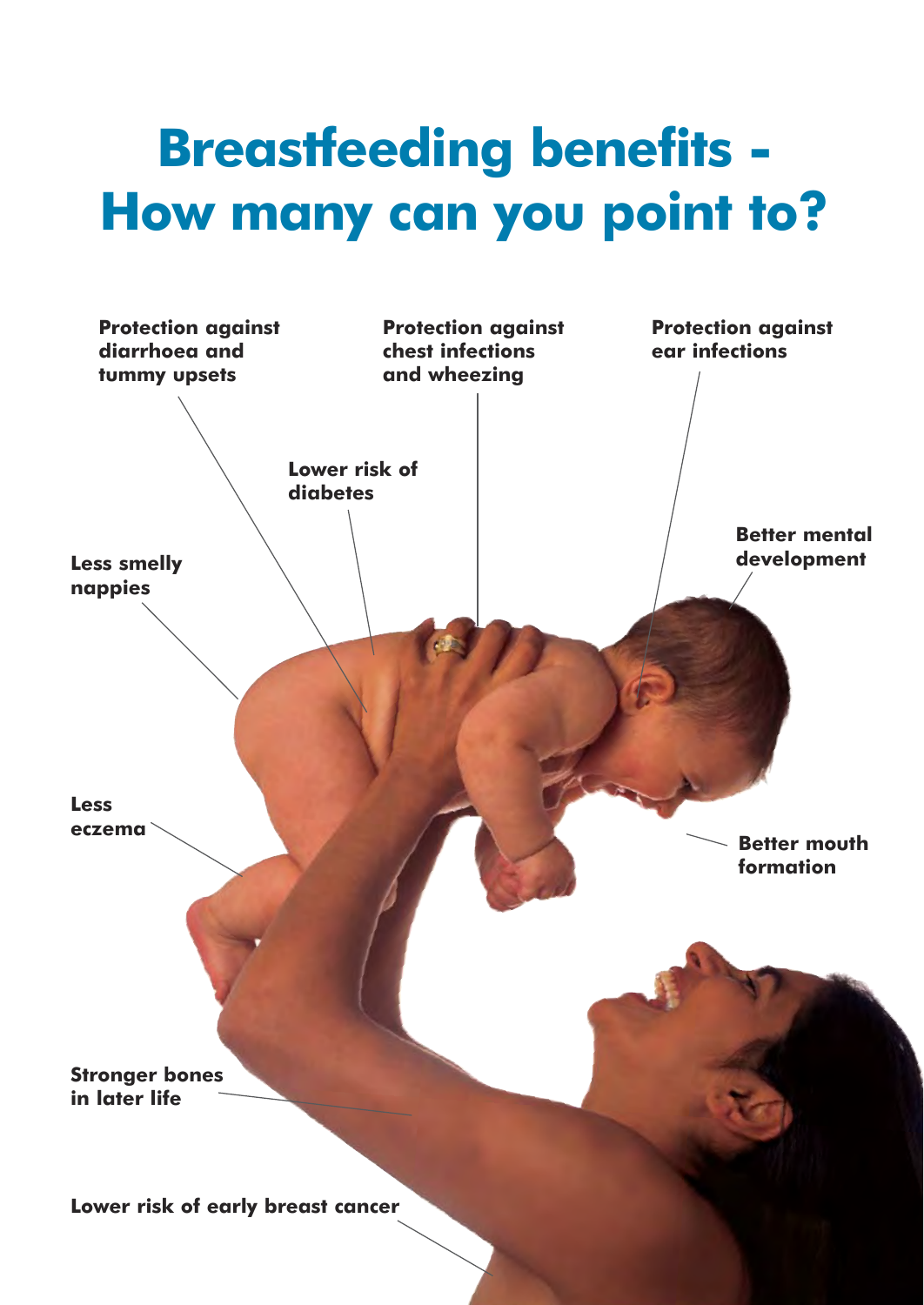# Breastfeeding benefits - How many can you point to?

Protection against diarrhoea and tummy upsets

Protection against chest infections and wheezing

Protection against ear infections

Lower risk of diabetes

Better mental development

Less smelly nappies

Less eczema

Better mouth formation

Stronger bones in later life

Lower risk of early breast cancer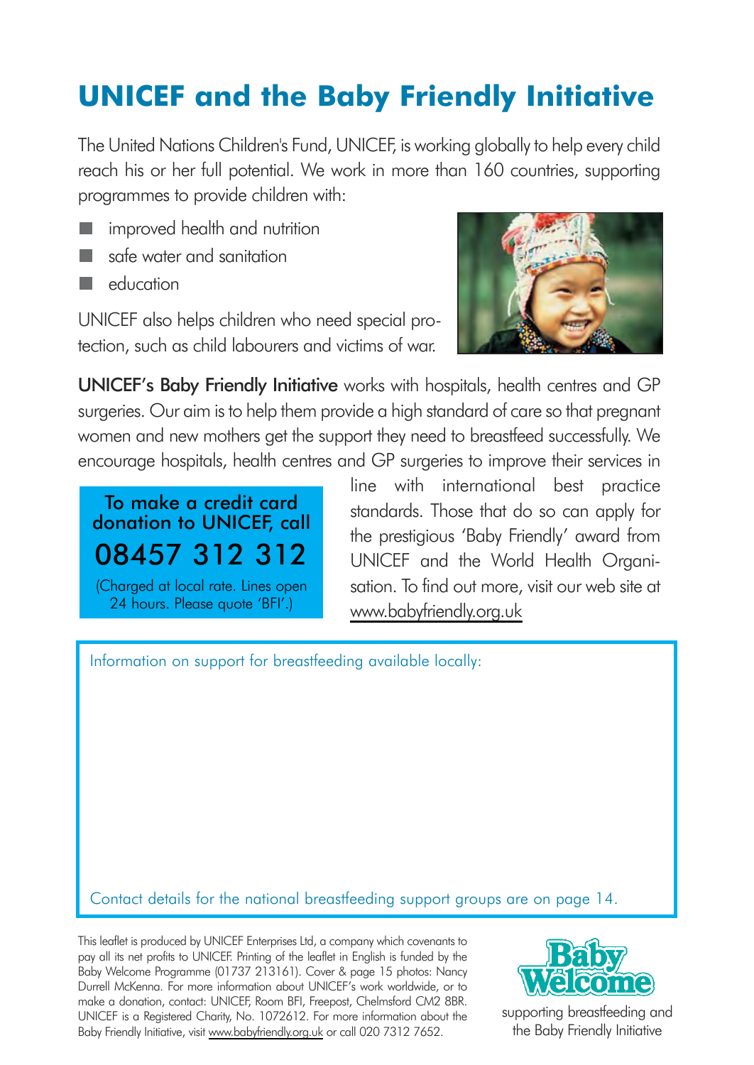# UNICEF and the Baby Friendly Initiative

The United Nations Children's Fund, UNICEF, is working globally to help every child reach his or her full potential. We work in more than 160 countries, supporting programmes to provide children with:

- improved health and nutrition
- safe water and sanitation
- education

UNICEF also helps children who need special protection, such as child labourers and victims of war.

**UNICEF's Baby Friendly Initiative** works with hospitals, health centres and GP surgeries. Our aim is to help them provide a high standard of care so that pregnant women and new mothers get the support they need to breastfeed successfully. We encourage hospitals, health centres and GP surgeries to improve their services in line with international best practice standards. Those that do so can apply for the prestigious 'Baby Friendly' award from UNICEF and the World Health Organisation. To find out more, visit our web site at www.babyfriendly.org.uk

To make a credit card donation to UNICEF, call

**08457 312 312**

(Charged at local rate. Lines open 24 hours. Please quote 'BFI'.)

Information on support for breastfeeding available locally:

Contact details for the national breastfeeding support groups are on page 14.

This leaflet is produced by UNICEF Enterprises Ltd, a company which covenants to pay all its net profits to UNICEF. Printing of the leaflet in English is funded by the Baby Welcome Programme (01737 213161). Cover & page 15 photos: Nancy Durrell McKenna. For more information about UNICEF's work worldwide, or to make a donation, contact: UNICEF, Room BFI, Freepost, Chelmsford CM2 8BR. UNICEF is a Registered Charity, No. 1072612. For more information about the Baby Friendly Initiative, visit www.babyfriendly.org.uk or call 020 7312 7652.

Baby Welcome

supporting breastfeeding and the Baby Friendly Initiative